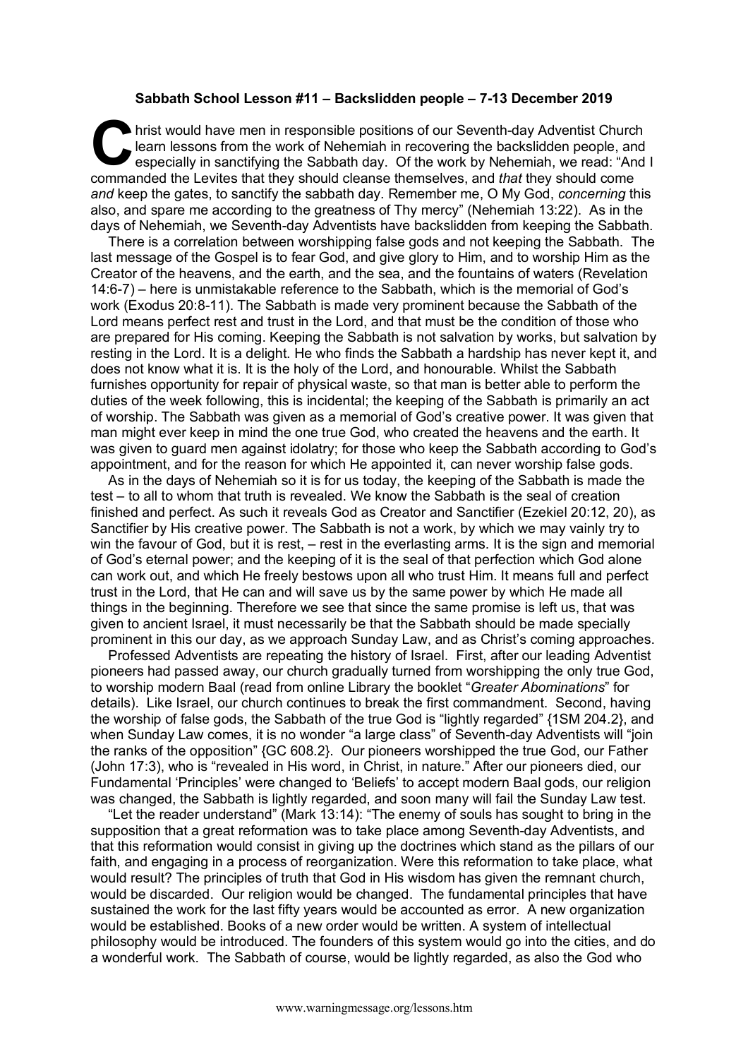**Sabbath School Lesson #11 – Backslidden people – 7-13 December 2019**

Christ would have men in responsible positions of our Seventh-day Adventist Church learn lessons from the work of Nehemiah in recovering the backslidden people, and especially in sanctifying the Sabbath day. Of the work by Nehemiah, we read: "And I commanded the Levites that they should cleanse themselves, and *that* they should come *and* keep the gates, to sanctify the sabbath day. Remember me, O My God, *concerning* this also, and spare me according to the greatness of Thy mercy" (Nehemiah 13:22). As in the days of Nehemiah, we Seventh-day Adventists have backslidden from keeping the Sabbath.

There is a correlation between worshipping false gods and not keeping the Sabbath. The last message of the Gospel is to fear God, and give glory to Him, and to worship Him as the Creator of the heavens, and the earth, and the sea, and the fountains of waters (Revelation 14:6-7) – here is unmistakable reference to the Sabbath, which is the memorial of God's work (Exodus 20:8-11). The Sabbath is made very prominent because the Sabbath of the Lord means perfect rest and trust in the Lord, and that must be the condition of those who are prepared for His coming. Keeping the Sabbath is not salvation by works, but salvation by resting in the Lord. It is a delight. He who finds the Sabbath a hardship has never kept it, and does not know what it is. It is the holy of the Lord, and honourable. Whilst the Sabbath furnishes opportunity for repair of physical waste, so that man is better able to perform the duties of the week following, this is incidental; the keeping of the Sabbath is primarily an act of worship. The Sabbath was given as a memorial of God's creative power. It was given that man might ever keep in mind the one true God, who created the heavens and the earth. It was given to guard men against idolatry; for those who keep the Sabbath according to God's appointment, and for the reason for which He appointed it, can never worship false gods.

As in the days of Nehemiah so it is for us today, the keeping of the Sabbath is made the test – to all to whom that truth is revealed. We know the Sabbath is the seal of creation finished and perfect. As such it reveals God as Creator and Sanctifier (Ezekiel 20:12, 20), as Sanctifier by His creative power. The Sabbath is not a work, by which we may vainly try to win the favour of God, but it is rest, – rest in the everlasting arms. It is the sign and memorial of God's eternal power; and the keeping of it is the seal of that perfection which God alone can work out, and which He freely bestows upon all who trust Him. It means full and perfect trust in the Lord, that He can and will save us by the same power by which He made all things in the beginning. Therefore we see that since the same promise is left us, that was given to ancient Israel, it must necessarily be that the Sabbath should be made specially prominent in this our day, as we approach Sunday Law, and as Christ's coming approaches.

Professed Adventists are repeating the history of Israel. First, after our leading Adventist pioneers had passed away, our church gradually turned from worshipping the only true God, to worship modern Baal (read from online Library the booklet "*Greater Abominations*" for details). Like Israel, our church continues to break the first commandment. Second, having the worship of false gods, the Sabbath of the true God is "lightly regarded" {1SM 204.2}, and when Sunday Law comes, it is no wonder "a large class" of Seventh-day Adventists will "join the ranks of the opposition" {GC 608.2}. Our pioneers worshipped the true God, our Father (John 17:3), who is "revealed in His word, in Christ, in nature." After our pioneers died, our Fundamental 'Principles' were changed to 'Beliefs' to accept modern Baal gods, our religion was changed, the Sabbath is lightly regarded, and soon many will fail the Sunday Law test.

"Let the reader understand" (Mark 13:14): "The enemy of souls has sought to bring in the supposition that a great reformation was to take place among Seventh-day Adventists, and that this reformation would consist in giving up the doctrines which stand as the pillars of our faith, and engaging in a process of reorganization. Were this reformation to take place, what would result? The principles of truth that God in His wisdom has given the remnant church, would be discarded. Our religion would be changed. The fundamental principles that have sustained the work for the last fifty years would be accounted as error. A new organization would be established. Books of a new order would be written. A system of intellectual philosophy would be introduced. The founders of this system would go into the cities, and do a wonderful work. The Sabbath of course, would be lightly regarded, as also the God who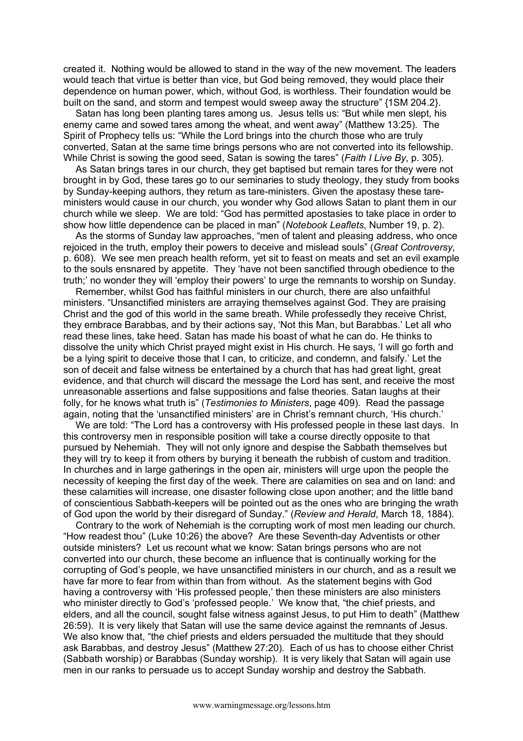created it. Nothing would be allowed to stand in the way of the new movement. The leaders would teach that virtue is better than vice, but God being removed, they would place their dependence on human power, which, without God, is worthless. Their foundation would be built on the sand, and storm and tempest would sweep away the structure" {1SM 204.2}.

Satan has long been planting tares among us. Jesus tells us: "But while men slept, his enemy came and sowed tares among the wheat, and went away" (Matthew 13:25). The Spirit of Prophecy tells us: "While the Lord brings into the church those who are truly converted, Satan at the same time brings persons who are not converted into its fellowship. While Christ is sowing the good seed, Satan is sowing the tares" (*Faith I Live By*, p. 305).

As Satan brings tares in our church, they get baptised but remain tares for they were not brought in by God, these tares go to our seminaries to study theology, they study from books by Sunday-keeping authors, they return as tare-ministers. Given the apostasy these tare-ministers would cause in our church, you wonder why God allows Satan to plant them in our church while we sleep. We are told: "God has permitted apostasies to take place in order to show how little dependence can be placed in man" (*Notebook Leaflets*, Number 19, p. 2).

As the storms of Sunday law approaches, "men of talent and pleasing address, who once rejoiced in the truth, employ their powers to deceive and mislead souls" (*Great Controversy*, p. 608). We see men preach health reform, yet sit to feast on meats and set an evil example to the souls ensnared by appetite. They 'have not been sanctified through obedience to the truth;' no wonder they will 'employ their powers' to urge the remnants to worship on Sunday.

Remember, whilst God has faithful ministers in our church, there are also unfaithful ministers. "Unsanctified ministers are arraying themselves against God. They are praising Christ and the god of this world in the same breath. While professedly they receive Christ, they embrace Barabbas, and by their actions say, 'Not this Man, but Barabbas.' Let all who read these lines, take heed. Satan has made his boast of what he can do. He thinks to dissolve the unity which Christ prayed might exist in His church. He says, 'I will go forth and be a lying spirit to deceive those that I can, to criticize, and condemn, and falsify.' Let the son of deceit and false witness be entertained by a church that has had great light, great evidence, and that church will discard the message the Lord has sent, and receive the most unreasonable assertions and false suppositions and false theories. Satan laughs at their folly, for he knows what truth is" (*Testimonies to Ministers*, page 409). Read the passage again, noting that the 'unsanctified ministers' are in Christ's remnant church, 'His church.'

We are told: "The Lord has a controversy with His professed people in these last days. In this controversy men in responsible position will take a course directly opposite to that pursued by Nehemiah. They will not only ignore and despise the Sabbath themselves but they will try to keep it from others by burying it beneath the rubbish of custom and tradition. In churches and in large gatherings in the open air, ministers will urge upon the people the necessity of keeping the first day of the week. There are calamities on sea and on land: and these calamities will increase, one disaster following close upon another; and the little band of conscientious Sabbath-keepers will be pointed out as the ones who are bringing the wrath of God upon the world by their disregard of Sunday." (*Review and Herald*, March 18, 1884).

Contrary to the work of Nehemiah is the corrupting work of most men leading our church. "How readest thou" (Luke 10:26) the above? Are these Seventh-day Adventists or other outside ministers? Let us recount what we know: Satan brings persons who are not converted into our church, these become an influence that is continually working for the corrupting of God's people, we have unsanctified ministers in our church, and as a result we have far more to fear from within than from without. As the statement begins with God having a controversy with 'His professed people,' then these ministers are also ministers who minister directly to God's 'professed people.' We know that, "the chief priests, and elders, and all the council, sought false witness against Jesus, to put Him to death" (Matthew 26:59). It is very likely that Satan will use the same device against the remnants of Jesus. We also know that, "the chief priests and elders persuaded the multitude that they should ask Barabbas, and destroy Jesus" (Matthew 27:20). Each of us has to choose either Christ (Sabbath worship) or Barabbas (Sunday worship). It is very likely that Satan will again use men in our ranks to persuade us to accept Sunday worship and destroy the Sabbath.